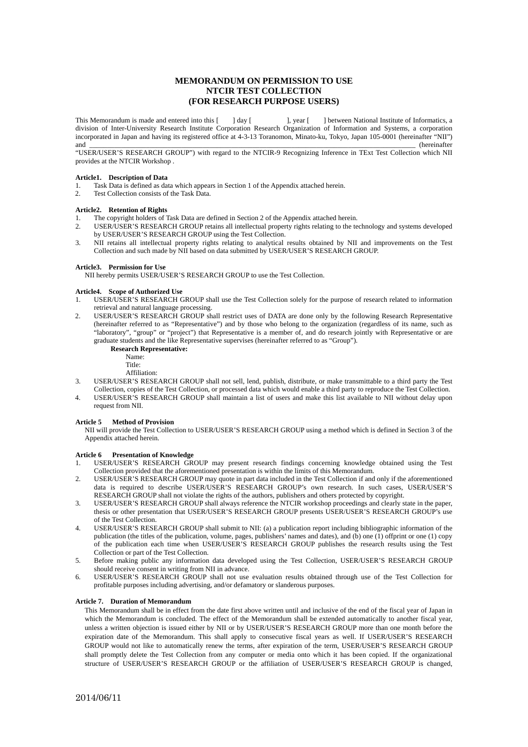# MEMORANDUM ON PERMISSION TO USE NTCIR TEST COLLECTION (FOR RESEARCH PURPOSE USERS)

This Memorandum is made and entered into this [ ] day [ ], year [ ] between National Institute of Informatics, a division of Inter-University Research Institute Corporation Research Organization of Information and Systems, a corporation incorporated in Japan and having its registered office at 4-3-13 Toranomon, Minato-ku, Tokyo, Japan 105-0001 (hereinafter "NII") and \_\_\_\_\_\_\_\_\_\_\_\_\_\_\_\_\_\_\_\_\_\_\_\_\_\_\_\_\_\_\_\_\_\_\_\_\_\_\_\_\_\_\_\_\_\_\_\_\_\_\_\_\_\_\_\_\_\_\_\_\_\_\_\_\_\_\_\_\_\_\_\_\_\_\_\_\_\_\_\_\_\_\_\_\_\_ (hereinafter "USER/USER'S RESEARCH GROUP") with regard to the NTCIR-9 Recognizing Inference in TExt Test Collection which NII provides at the NTCIR Workshop .

**Article1. Description of Data**

1. Task Data is defined as data which appears in Section 1 of the Appendix attached herein.
2. Test Collection consists of the Task Data.

**Article2. Retention of Rights**

1. The copyright holders of Task Data are defined in Section 2 of the Appendix attached herein.
2. USER/USER'S RESEARCH GROUP retains all intellectual property rights relating to the technology and systems developed by USER/USER'S RESEARCH GROUP using the Test Collection.
3. NII retains all intellectual property rights relating to analytical results obtained by NII and improvements on the Test Collection and such made by NII based on data submitted by USER/USER'S RESEARCH GROUP.

**Article3. Permission for Use**

NII hereby permits USER/USER'S RESEARCH GROUP to use the Test Collection.

**Article4. Scope of Authorized Use**

1. USER/USER'S RESEARCH GROUP shall use the Test Collection solely for the purpose of research related to information retrieval and natural language processing.
2. USER/USER'S RESEARCH GROUP shall restrict uses of DATA are done only by the following Research Representative (hereinafter referred to as "Representative") and by those who belong to the organization (regardless of its name, such as "laboratory", "group" or "project") that Representative is a member of, and do research jointly with Representative or are graduate students and the like Representative supervises (hereinafter referred to as "Group").

   **Research Representative:**

   Name:
   Title:
   Affiliation:

3. USER/USER'S RESEARCH GROUP shall not sell, lend, publish, distribute, or make transmittable to a third party the Test Collection, copies of the Test Collection, or processed data which would enable a third party to reproduce the Test Collection.
4. USER/USER'S RESEARCH GROUP shall maintain a list of users and make this list available to NII without delay upon request from NII.

**Article 5 Method of Provision**

NII will provide the Test Collection to USER/USER'S RESEARCH GROUP using a method which is defined in Section 3 of the Appendix attached herein.

**Article 6 Presentation of Knowledge**

1. USER/USER'S RESEARCH GROUP may present research findings concerning knowledge obtained using the Test Collection provided that the aforementioned presentation is within the limits of this Memorandum.
2. USER/USER'S RESEARCH GROUP may quote in part data included in the Test Collection if and only if the aforementioned data is required to describe USER/USER'S RESEARCH GROUP's own research. In such cases, USER/USER'S RESEARCH GROUP shall not violate the rights of the authors, publishers and others protected by copyright.
3. USER/USER'S RESEARCH GROUP shall always reference the NTCIR workshop proceedings and clearly state in the paper, thesis or other presentation that USER/USER'S RESEARCH GROUP presents USER/USER'S RESEARCH GROUP's use of the Test Collection.
4. USER/USER'S RESEARCH GROUP shall submit to NII: (a) a publication report including bibliographic information of the publication (the titles of the publication, volume, pages, publishers' names and dates), and (b) one (1) offprint or one (1) copy of the publication each time when USER/USER'S RESEARCH GROUP publishes the research results using the Test Collection or part of the Test Collection.
5. Before making public any information data developed using the Test Collection, USER/USER'S RESEARCH GROUP should receive consent in writing from NII in advance.
6. USER/USER'S RESEARCH GROUP shall not use evaluation results obtained through use of the Test Collection for profitable purposes including advertising, and/or defamatory or slanderous purposes.

**Article 7. Duration of Memorandum**

This Memorandum shall be in effect from the date first above written until and inclusive of the end of the fiscal year of Japan in which the Memorandum is concluded. The effect of the Memorandum shall be extended automatically to another fiscal year, unless a written objection is issued either by NII or by USER/USER'S RESEARCH GROUP more than one month before the expiration date of the Memorandum. This shall apply to consecutive fiscal years as well. If USER/USER'S RESEARCH GROUP would not like to automatically renew the terms, after expiration of the term, USER/USER'S RESEARCH GROUP shall promptly delete the Test Collection from any computer or media onto which it has been copied. If the organizational structure of USER/USER'S RESEARCH GROUP or the affiliation of USER/USER'S RESEARCH GROUP is changed,

2014/06/11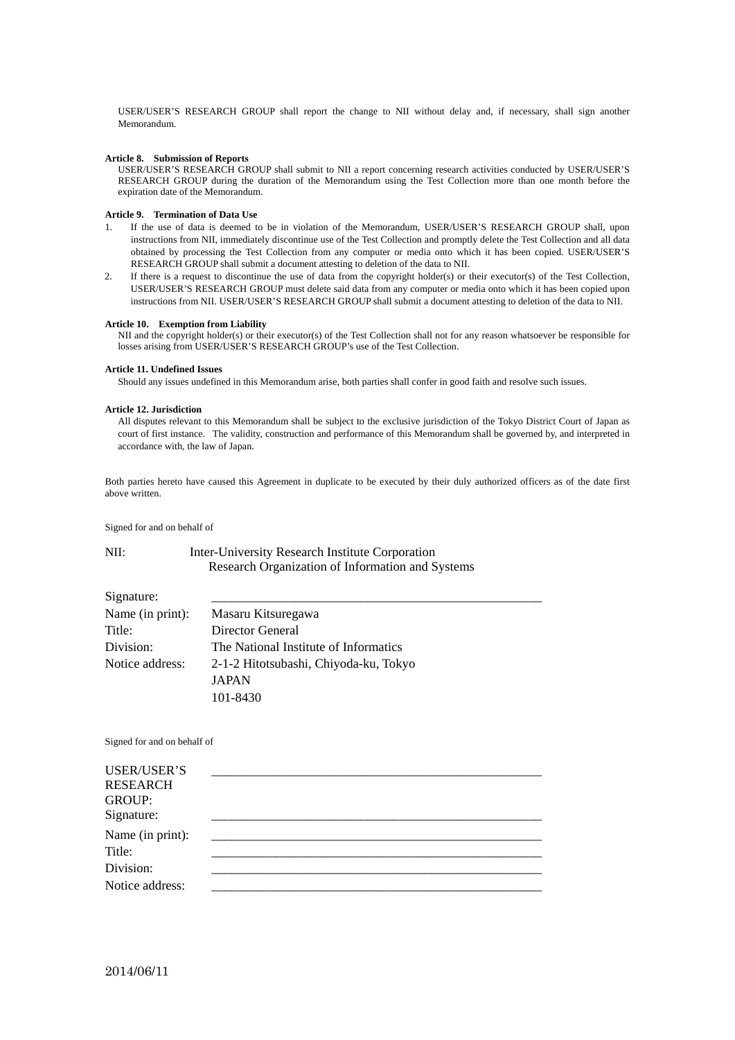USER/USER'S RESEARCH GROUP shall report the change to NII without delay and, if necessary, shall sign another Memorandum.

**Article 8. Submission of Reports**

USER/USER'S RESEARCH GROUP shall submit to NII a report concerning research activities conducted by USER/USER'S RESEARCH GROUP during the duration of the Memorandum using the Test Collection more than one month before the expiration date of the Memorandum.

**Article 9. Termination of Data Use**

1. If the use of data is deemed to be in violation of the Memorandum, USER/USER'S RESEARCH GROUP shall, upon instructions from NII, immediately discontinue use of the Test Collection and promptly delete the Test Collection and all data obtained by processing the Test Collection from any computer or media onto which it has been copied. USER/USER'S RESEARCH GROUP shall submit a document attesting to deletion of the data to NII.
2. If there is a request to discontinue the use of data from the copyright holder(s) or their executor(s) of the Test Collection, USER/USER'S RESEARCH GROUP must delete said data from any computer or media onto which it has been copied upon instructions from NII. USER/USER'S RESEARCH GROUP shall submit a document attesting to deletion of the data to NII.

**Article 10. Exemption from Liability**

NII and the copyright holder(s) or their executor(s) of the Test Collection shall not for any reason whatsoever be responsible for losses arising from USER/USER'S RESEARCH GROUP's use of the Test Collection.

**Article 11. Undefined Issues**

Should any issues undefined in this Memorandum arise, both parties shall confer in good faith and resolve such issues.

**Article 12. Jurisdiction**

All disputes relevant to this Memorandum shall be subject to the exclusive jurisdiction of the Tokyo District Court of Japan as court of first instance. The validity, construction and performance of this Memorandum shall be governed by, and interpreted in accordance with, the law of Japan.

Both parties hereto have caused this Agreement in duplicate to be executed by their duly authorized officers as of the date first above written.

Signed for and on behalf of

NII: Inter-University Research Institute Corporation
Research Organization of Information and Systems

Signature: ______________________________

Name (in print): Masaru Kitsuregawa

Title: Director General

Division: The National Institute of Informatics

Notice address: 2-1-2 Hitotsubashi, Chiyoda-ku, Tokyo
JAPAN
101-8430

Signed for and on behalf of

USER/USER'S RESEARCH GROUP: ______________________________

Signature: ______________________________

Name (in print): ______________________________

Title: ______________________________

Division: ______________________________

Notice address: ______________________________

2014/06/11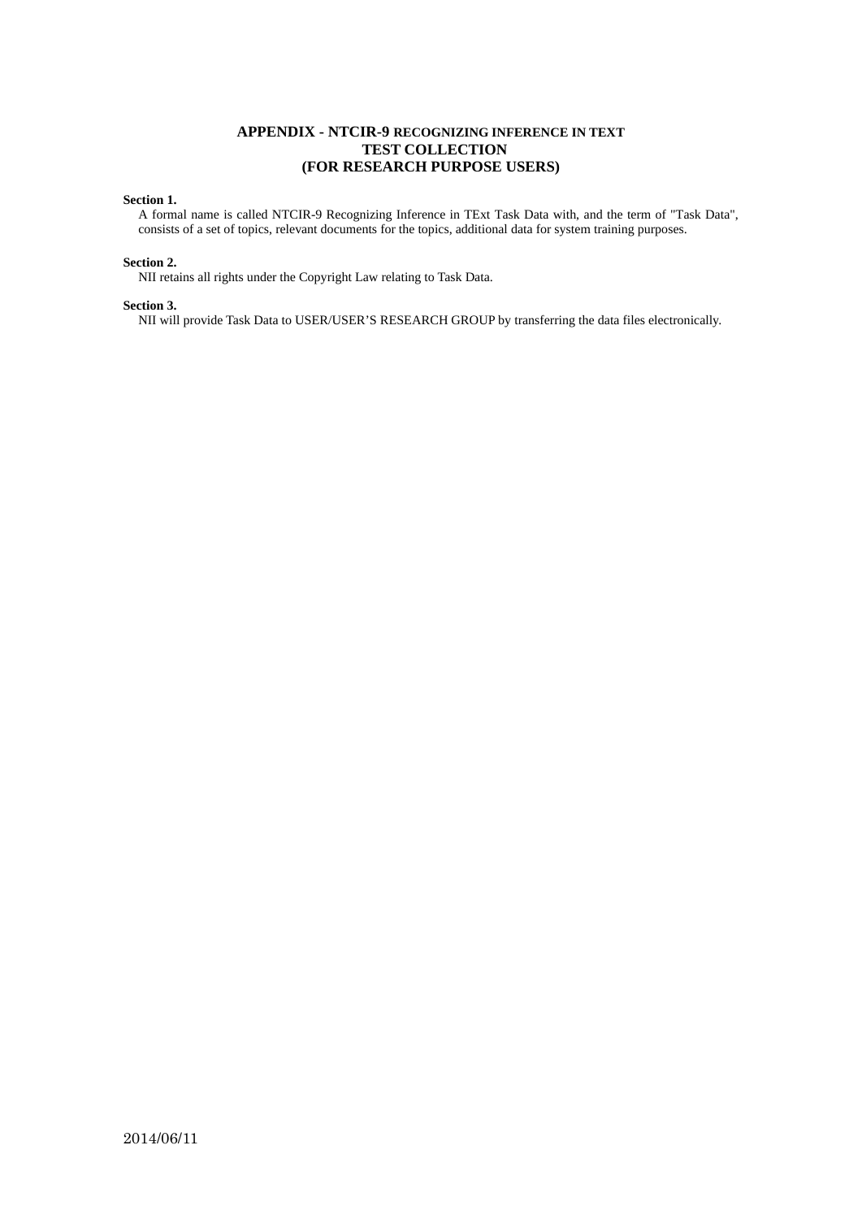## APPENDIX - NTCIR-9 RECOGNIZING INFERENCE IN TEXT TEST COLLECTION (FOR RESEARCH PURPOSE USERS)

**Section 1.**

A formal name is called NTCIR-9 Recognizing Inference in TExt Task Data with, and the term of "Task Data", consists of a set of topics, relevant documents for the topics, additional data for system training purposes.

**Section 2.**

NII retains all rights under the Copyright Law relating to Task Data.

**Section 3.**

NII will provide Task Data to USER/USER'S RESEARCH GROUP by transferring the data files electronically.

2014/06/11